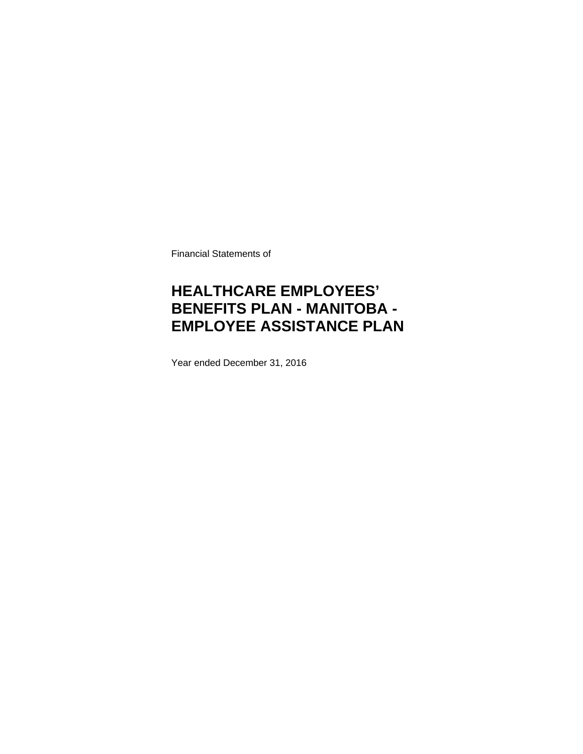Financial Statements of

# HEALTHCARE EMPLOYEES' BENEFITS PLAN - MANITOBA - EMPLOYEE ASSISTANCE PLAN

Year ended December 31, 2016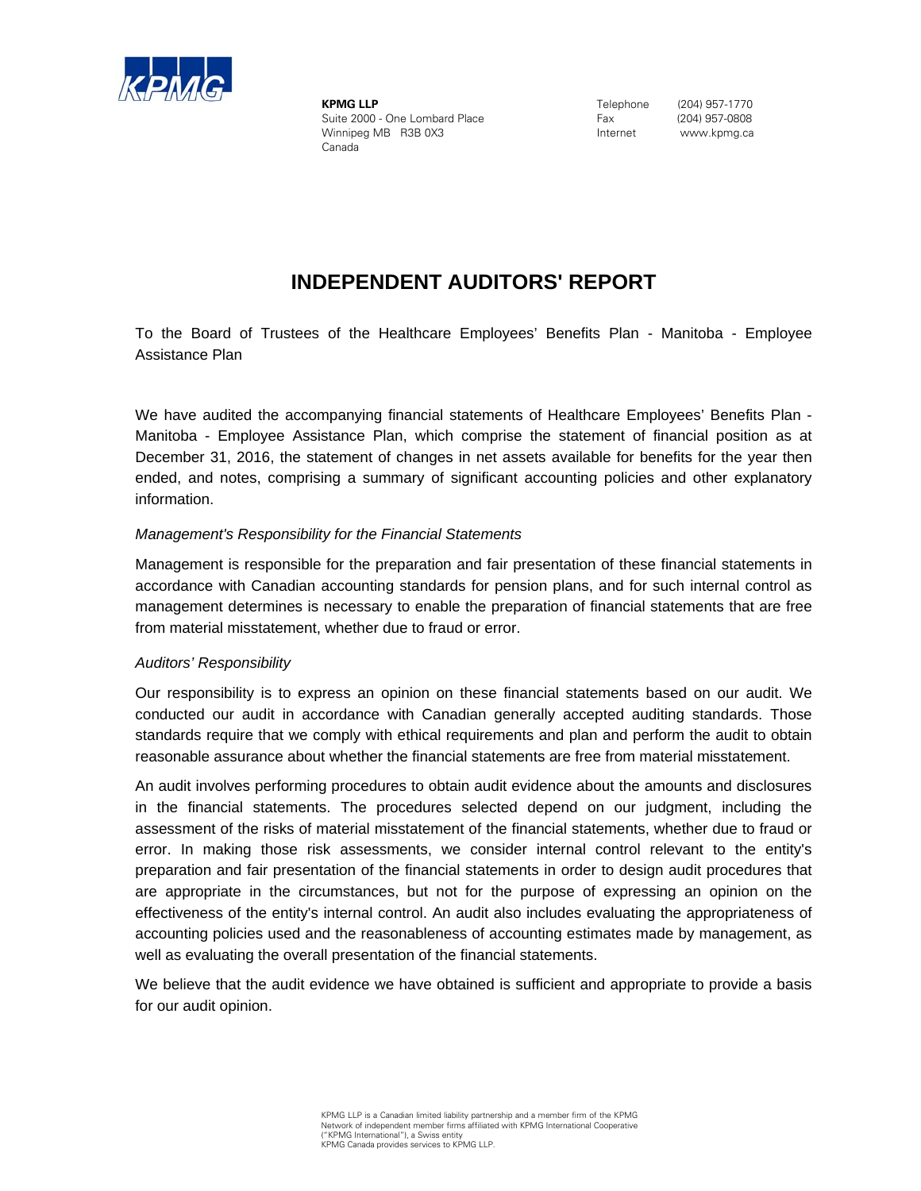**KPMG LLP**
Suite 2000 - One Lombard Place
Winnipeg MB R3B 0X3
Canada

Telephone (204) 957-1770
Fax (204) 957-0808
Internet www.kpmg.ca

# INDEPENDENT AUDITORS' REPORT

To the Board of Trustees of the Healthcare Employees' Benefits Plan - Manitoba - Employee Assistance Plan

We have audited the accompanying financial statements of Healthcare Employees' Benefits Plan - Manitoba - Employee Assistance Plan, which comprise the statement of financial position as at December 31, 2016, the statement of changes in net assets available for benefits for the year then ended, and notes, comprising a summary of significant accounting policies and other explanatory information.

*Management's Responsibility for the Financial Statements*

Management is responsible for the preparation and fair presentation of these financial statements in accordance with Canadian accounting standards for pension plans, and for such internal control as management determines is necessary to enable the preparation of financial statements that are free from material misstatement, whether due to fraud or error.

*Auditors' Responsibility*

Our responsibility is to express an opinion on these financial statements based on our audit. We conducted our audit in accordance with Canadian generally accepted auditing standards. Those standards require that we comply with ethical requirements and plan and perform the audit to obtain reasonable assurance about whether the financial statements are free from material misstatement.

An audit involves performing procedures to obtain audit evidence about the amounts and disclosures in the financial statements. The procedures selected depend on our judgment, including the assessment of the risks of material misstatement of the financial statements, whether due to fraud or error. In making those risk assessments, we consider internal control relevant to the entity's preparation and fair presentation of the financial statements in order to design audit procedures that are appropriate in the circumstances, but not for the purpose of expressing an opinion on the effectiveness of the entity's internal control. An audit also includes evaluating the appropriateness of accounting policies used and the reasonableness of accounting estimates made by management, as well as evaluating the overall presentation of the financial statements.

We believe that the audit evidence we have obtained is sufficient and appropriate to provide a basis for our audit opinion.

KPMG LLP is a Canadian limited liability partnership and a member firm of the KPMG Network of independent member firms affiliated with KPMG International Cooperative ("KPMG International"), a Swiss entity
KPMG Canada provides services to KPMG LLP.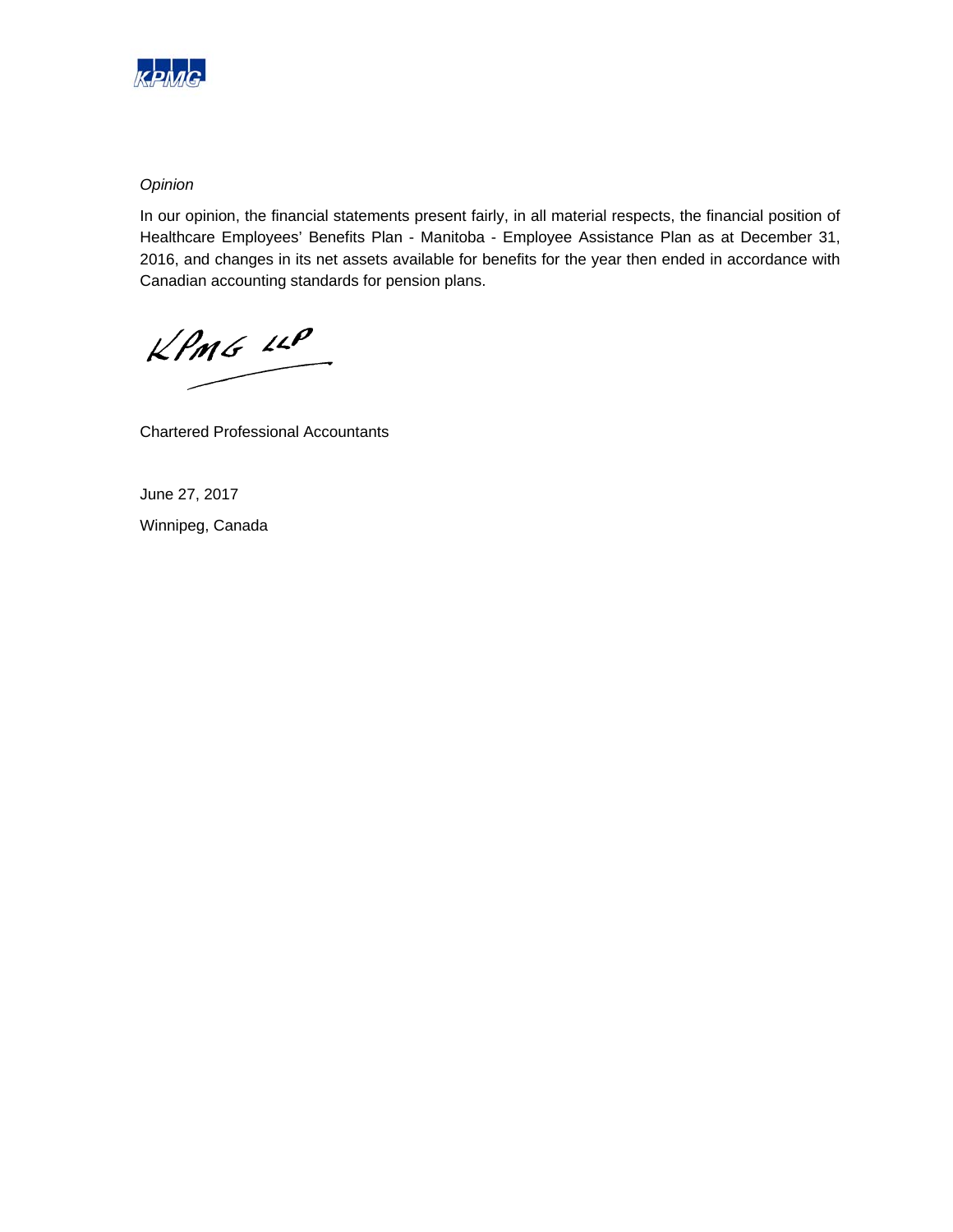*Opinion*

In our opinion, the financial statements present fairly, in all material respects, the financial position of Healthcare Employees' Benefits Plan - Manitoba - Employee Assistance Plan as at December 31, 2016, and changes in its net assets available for benefits for the year then ended in accordance with Canadian accounting standards for pension plans.

KPMG LLP

Chartered Professional Accountants

June 27, 2017

Winnipeg, Canada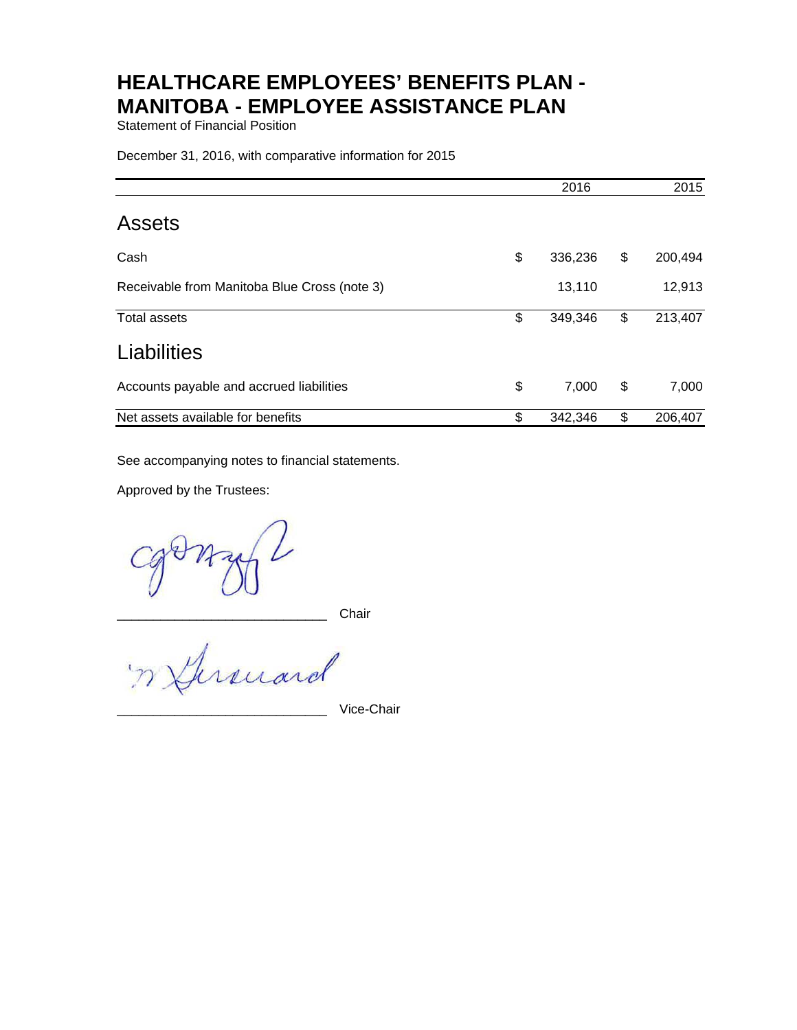# HEALTHCARE EMPLOYEES' BENEFITS PLAN - MANITOBA - EMPLOYEE ASSISTANCE PLAN

Statement of Financial Position

December 31, 2016, with comparative information for 2015

| | 2016 | 2015 |
|---|---|---|
| **Assets** | | |
| Cash | $ 336,236 | $ 200,494 |
| Receivable from Manitoba Blue Cross (note 3) | 13,110 | 12,913 |
| Total assets | $ 349,346 | $ 213,407 |
| **Liabilities** | | |
| Accounts payable and accrued liabilities | $ 7,000 | $ 7,000 |
| Net assets available for benefits | $ 342,346 | $ 206,407 |

See accompanying notes to financial statements.

Approved by the Trustees:

____________________________ Chair

____________________________ Vice-Chair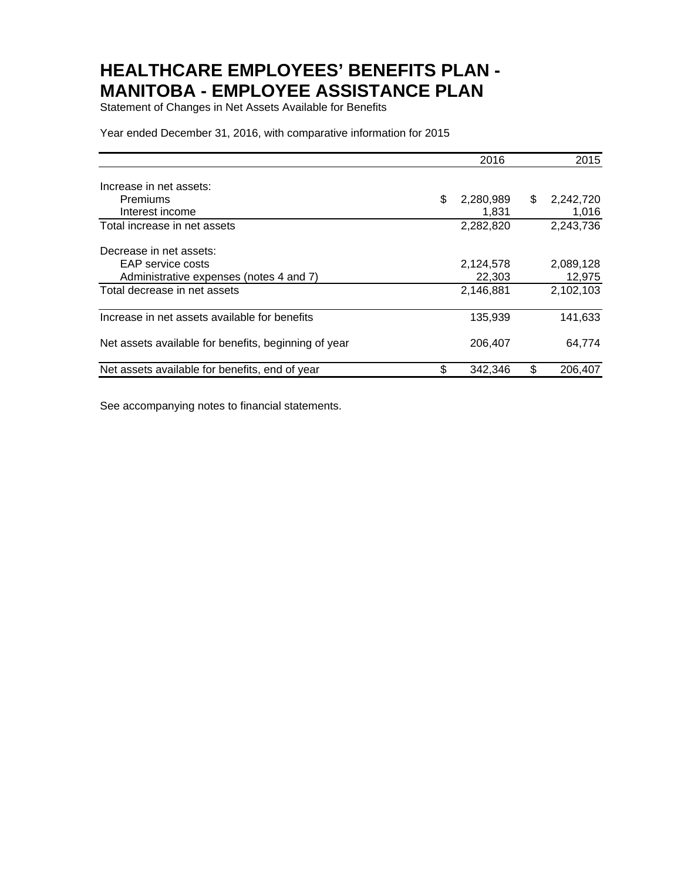# HEALTHCARE EMPLOYEES' BENEFITS PLAN - MANITOBA - EMPLOYEE ASSISTANCE PLAN

Statement of Changes in Net Assets Available for Benefits

Year ended December 31, 2016, with comparative information for 2015

| | 2016 | 2015 |
|---|---|---|
| Increase in net assets: | | |
| Premiums | $ 2,280,989 | $ 2,242,720 |
| Interest income | 1,831 | 1,016 |
| Total increase in net assets | 2,282,820 | 2,243,736 |
| Decrease in net assets: | | |
| EAP service costs | 2,124,578 | 2,089,128 |
| Administrative expenses (notes 4 and 7) | 22,303 | 12,975 |
| Total decrease in net assets | 2,146,881 | 2,102,103 |
| Increase in net assets available for benefits | 135,939 | 141,633 |
| Net assets available for benefits, beginning of year | 206,407 | 64,774 |
| Net assets available for benefits, end of year | $ 342,346 | $ 206,407 |

See accompanying notes to financial statements.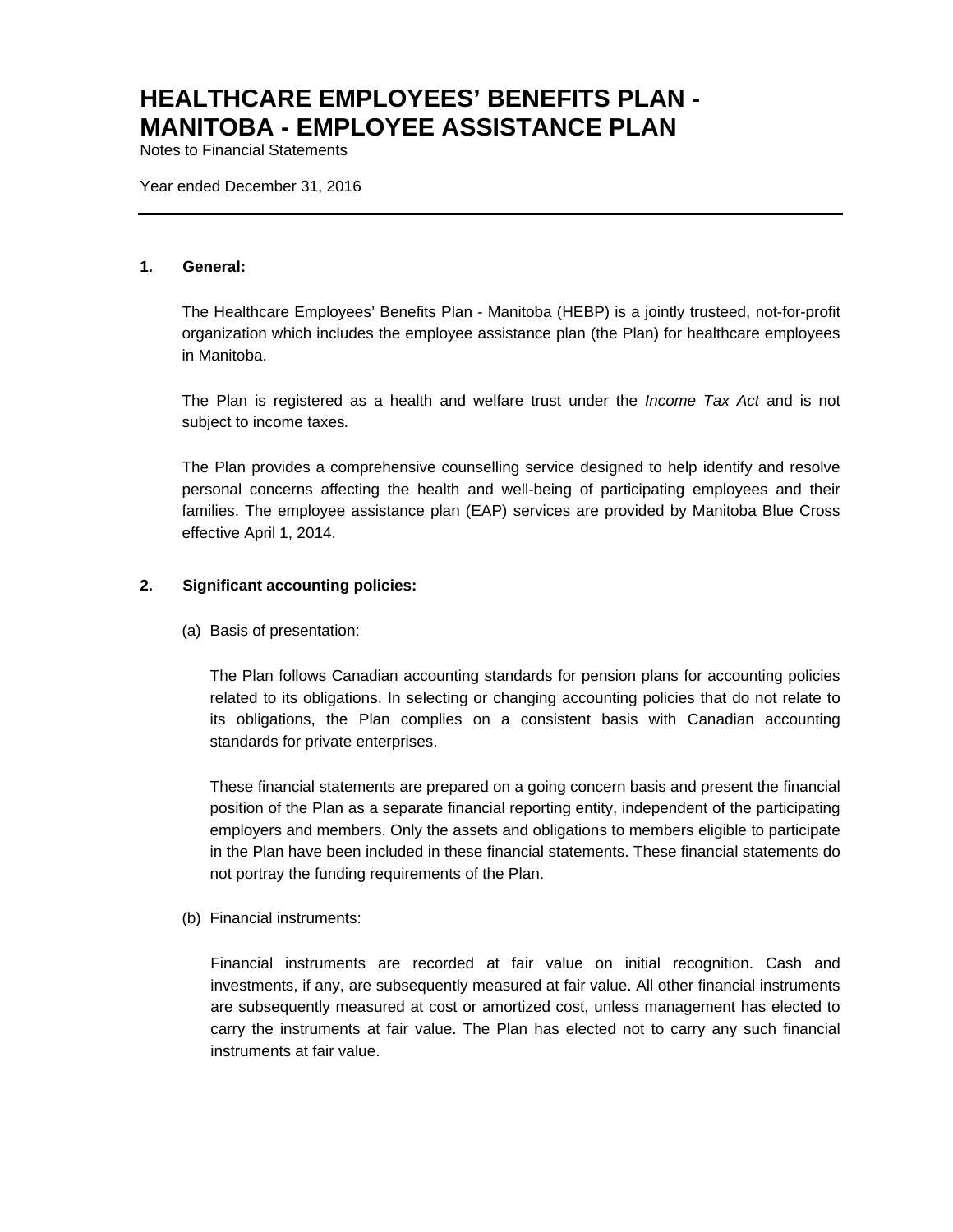# HEALTHCARE EMPLOYEES' BENEFITS PLAN - MANITOBA - EMPLOYEE ASSISTANCE PLAN

Notes to Financial Statements

Year ended December 31, 2016

---

**1. General:**

The Healthcare Employees' Benefits Plan - Manitoba (HEBP) is a jointly trusteed, not-for-profit organization which includes the employee assistance plan (the Plan) for healthcare employees in Manitoba.

The Plan is registered as a health and welfare trust under the *Income Tax Act* and is not subject to income taxes.

The Plan provides a comprehensive counselling service designed to help identify and resolve personal concerns affecting the health and well-being of participating employees and their families. The employee assistance plan (EAP) services are provided by Manitoba Blue Cross effective April 1, 2014.

**2. Significant accounting policies:**

(a) Basis of presentation:

The Plan follows Canadian accounting standards for pension plans for accounting policies related to its obligations. In selecting or changing accounting policies that do not relate to its obligations, the Plan complies on a consistent basis with Canadian accounting standards for private enterprises.

These financial statements are prepared on a going concern basis and present the financial position of the Plan as a separate financial reporting entity, independent of the participating employers and members. Only the assets and obligations to members eligible to participate in the Plan have been included in these financial statements. These financial statements do not portray the funding requirements of the Plan.

(b) Financial instruments:

Financial instruments are recorded at fair value on initial recognition. Cash and investments, if any, are subsequently measured at fair value. All other financial instruments are subsequently measured at cost or amortized cost, unless management has elected to carry the instruments at fair value. The Plan has elected not to carry any such financial instruments at fair value.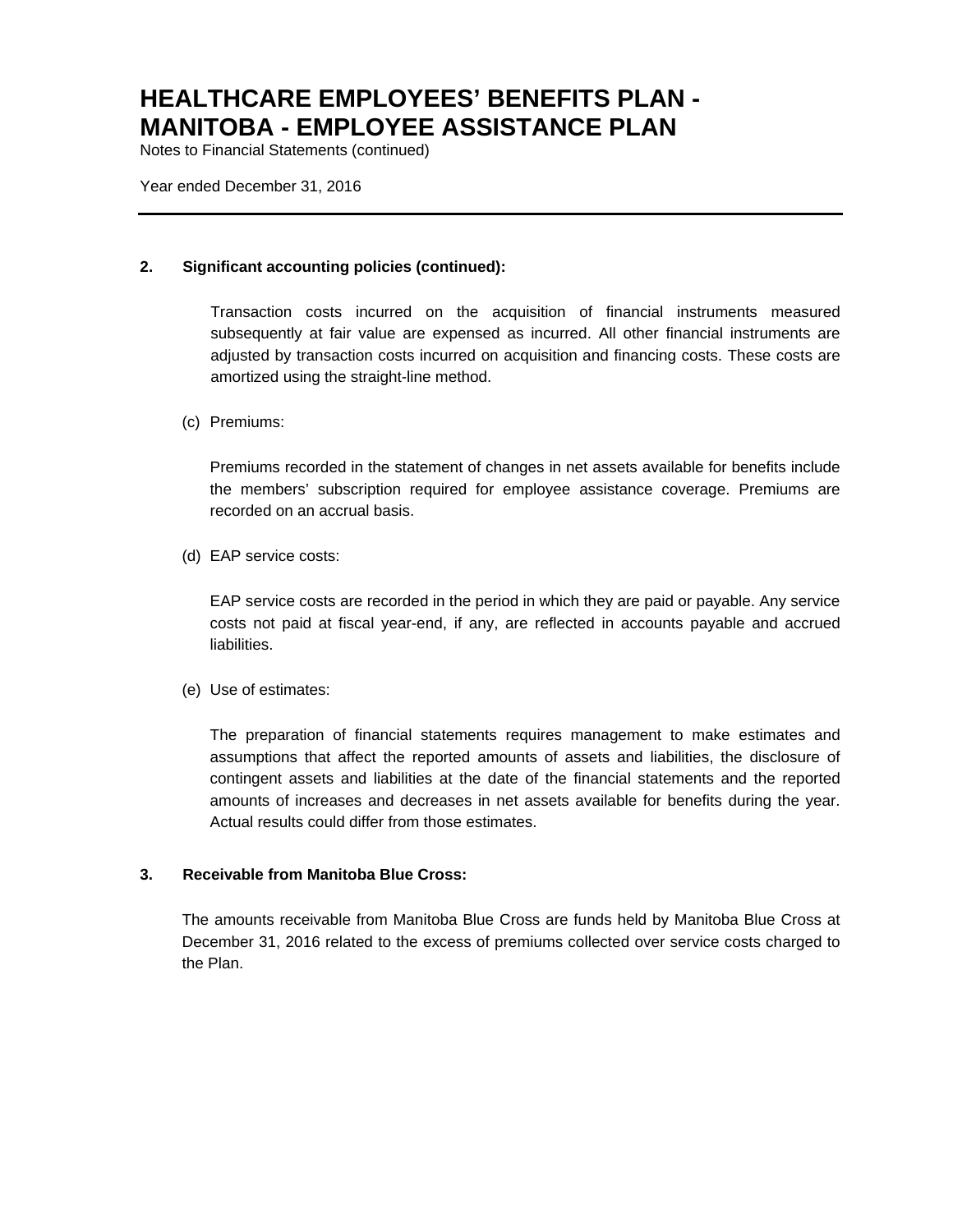# HEALTHCARE EMPLOYEES' BENEFITS PLAN - MANITOBA - EMPLOYEE ASSISTANCE PLAN

Notes to Financial Statements (continued)

Year ended December 31, 2016

---

**2. Significant accounting policies (continued):**

Transaction costs incurred on the acquisition of financial instruments measured subsequently at fair value are expensed as incurred. All other financial instruments are adjusted by transaction costs incurred on acquisition and financing costs. These costs are amortized using the straight-line method.

(c) Premiums:

Premiums recorded in the statement of changes in net assets available for benefits include the members' subscription required for employee assistance coverage. Premiums are recorded on an accrual basis.

(d) EAP service costs:

EAP service costs are recorded in the period in which they are paid or payable. Any service costs not paid at fiscal year-end, if any, are reflected in accounts payable and accrued liabilities.

(e) Use of estimates:

The preparation of financial statements requires management to make estimates and assumptions that affect the reported amounts of assets and liabilities, the disclosure of contingent assets and liabilities at the date of the financial statements and the reported amounts of increases and decreases in net assets available for benefits during the year. Actual results could differ from those estimates.

**3. Receivable from Manitoba Blue Cross:**

The amounts receivable from Manitoba Blue Cross are funds held by Manitoba Blue Cross at December 31, 2016 related to the excess of premiums collected over service costs charged to the Plan.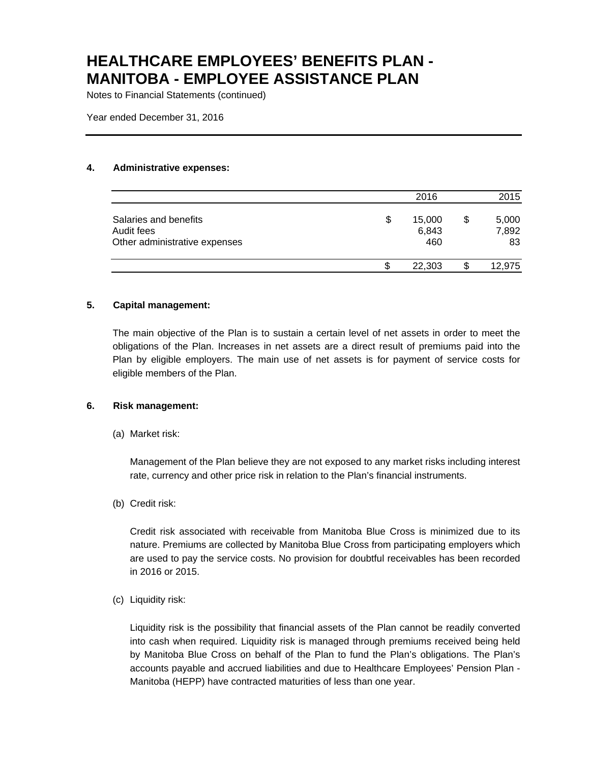# HEALTHCARE EMPLOYEES' BENEFITS PLAN - MANITOBA - EMPLOYEE ASSISTANCE PLAN

Notes to Financial Statements (continued)

Year ended December 31, 2016

## 4. Administrative expenses:

| | 2016 | 2015 |
|---|---|---|
| Salaries and benefits | $ 15,000 | $ 5,000 |
| Audit fees | 6,843 | 7,892 |
| Other administrative expenses | 460 | 83 |
| | $ 22,303 | $ 12,975 |

## 5. Capital management:

The main objective of the Plan is to sustain a certain level of net assets in order to meet the obligations of the Plan. Increases in net assets are a direct result of premiums paid into the Plan by eligible employers. The main use of net assets is for payment of service costs for eligible members of the Plan.

## 6. Risk management:

(a) Market risk:

Management of the Plan believe they are not exposed to any market risks including interest rate, currency and other price risk in relation to the Plan's financial instruments.

(b) Credit risk:

Credit risk associated with receivable from Manitoba Blue Cross is minimized due to its nature. Premiums are collected by Manitoba Blue Cross from participating employers which are used to pay the service costs. No provision for doubtful receivables has been recorded in 2016 or 2015.

(c) Liquidity risk:

Liquidity risk is the possibility that financial assets of the Plan cannot be readily converted into cash when required. Liquidity risk is managed through premiums received being held by Manitoba Blue Cross on behalf of the Plan to fund the Plan's obligations. The Plan's accounts payable and accrued liabilities and due to Healthcare Employees' Pension Plan - Manitoba (HEPP) have contracted maturities of less than one year.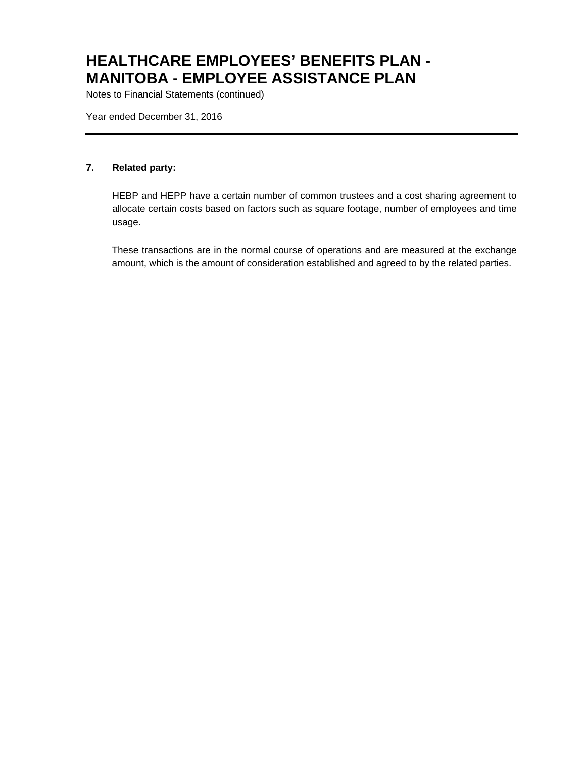# HEALTHCARE EMPLOYEES' BENEFITS PLAN - MANITOBA - EMPLOYEE ASSISTANCE PLAN

Notes to Financial Statements (continued)

Year ended December 31, 2016

---

## 7. Related party:

HEBP and HEPP have a certain number of common trustees and a cost sharing agreement to allocate certain costs based on factors such as square footage, number of employees and time usage.

These transactions are in the normal course of operations and are measured at the exchange amount, which is the amount of consideration established and agreed to by the related parties.